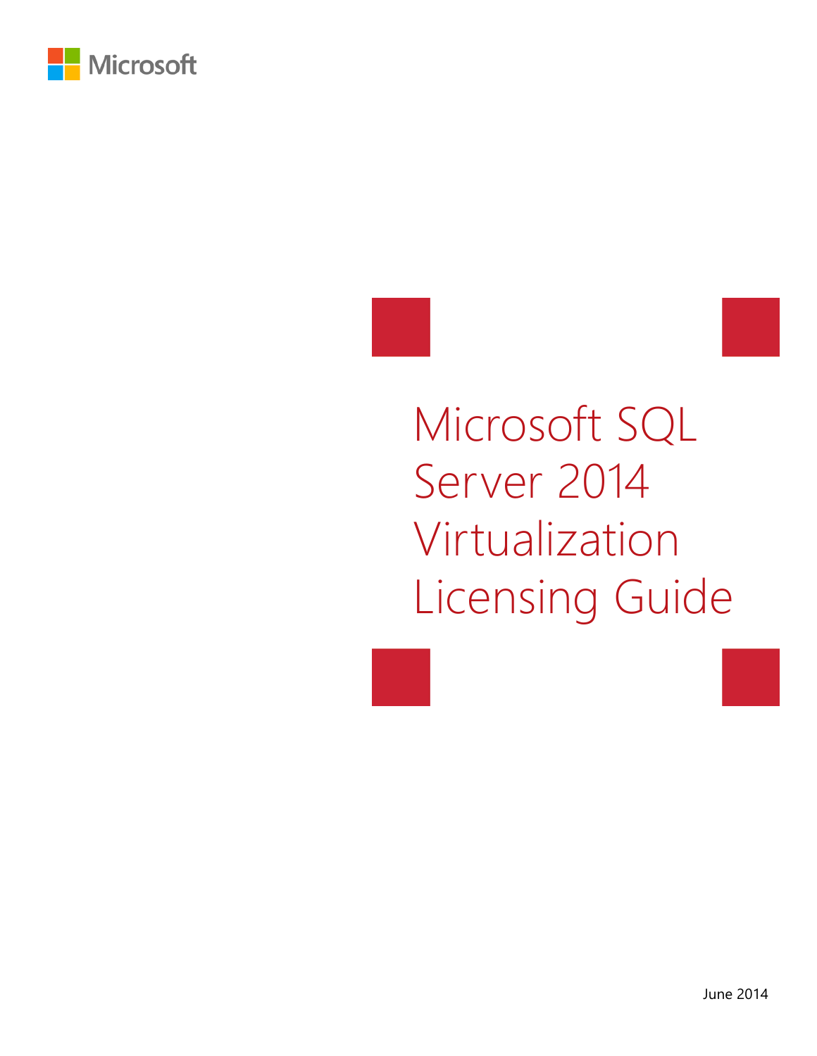Microsoft

# Microsoft SQL Server 2014 Virtualization Licensing Guide

June 2014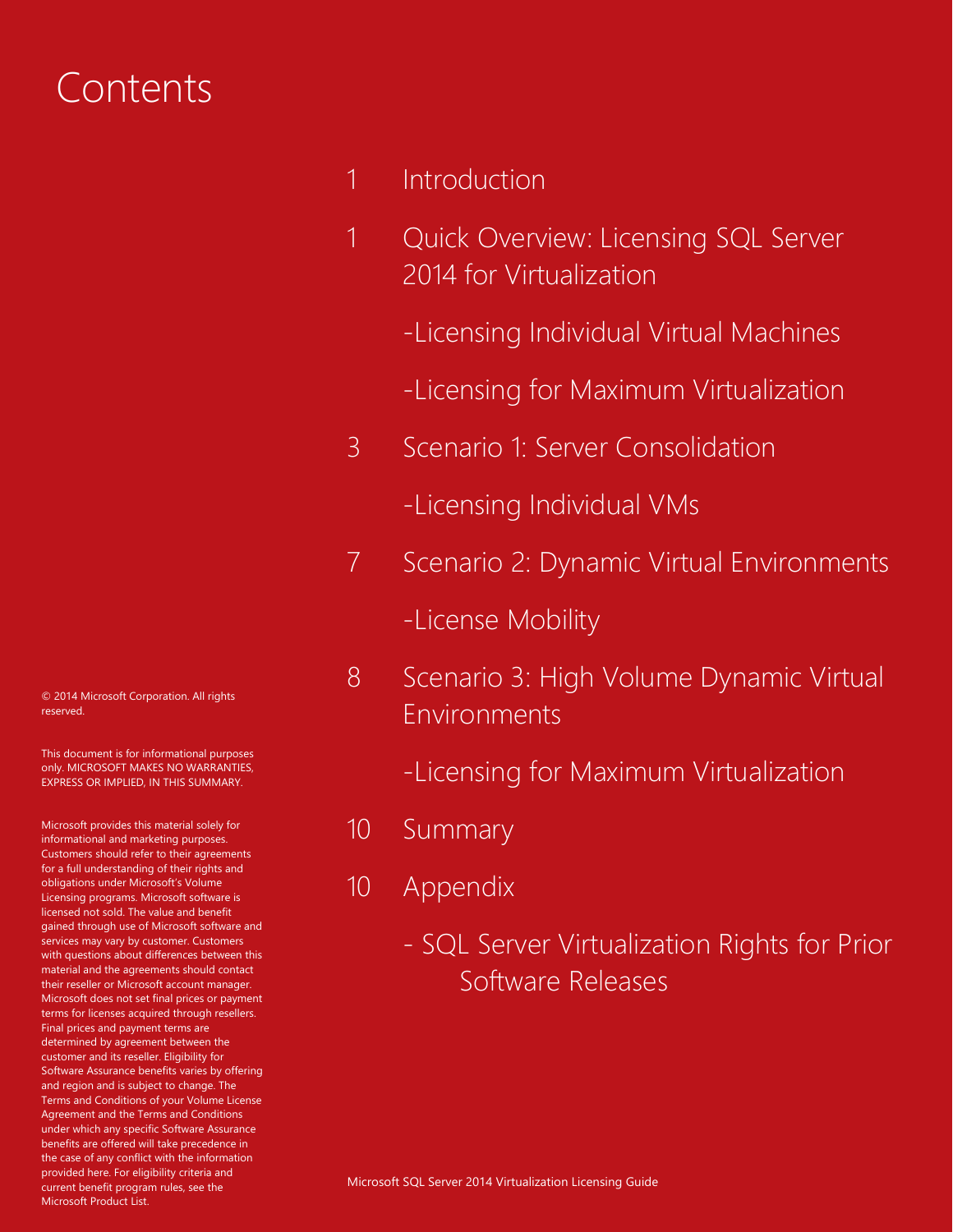# Contents

1 Introduction

1 Quick Overview: Licensing SQL Server 2014 for Virtualization

-Licensing Individual Virtual Machines

-Licensing for Maximum Virtualization

3 Scenario 1: Server Consolidation

-Licensing Individual VMs

7 Scenario 2: Dynamic Virtual Environments

-License Mobility

8 Scenario 3: High Volume Dynamic Virtual Environments

-Licensing for Maximum Virtualization

10 Summary

10 Appendix

- SQL Server Virtualization Rights for Prior Software Releases

© 2014 Microsoft Corporation. All rights reserved.

This document is for informational purposes only. MICROSOFT MAKES NO WARRANTIES, EXPRESS OR IMPLIED, IN THIS SUMMARY.

Microsoft provides this material solely for informational and marketing purposes. Customers should refer to their agreements for a full understanding of their rights and obligations under Microsoft's Volume Licensing programs. Microsoft software is licensed not sold. The value and benefit gained through use of Microsoft software and services may vary by customer. Customers with questions about differences between this material and the agreements should contact their reseller or Microsoft account manager. Microsoft does not set final prices or payment terms for licenses acquired through resellers. Final prices and payment terms are determined by agreement between the customer and its reseller. Eligibility for Software Assurance benefits varies by offering and region and is subject to change. The Terms and Conditions of your Volume License Agreement and the Terms and Conditions under which any specific Software Assurance benefits are offered will take precedence in the case of any conflict with the information provided here. For eligibility criteria and current benefit program rules, see the Microsoft Product List.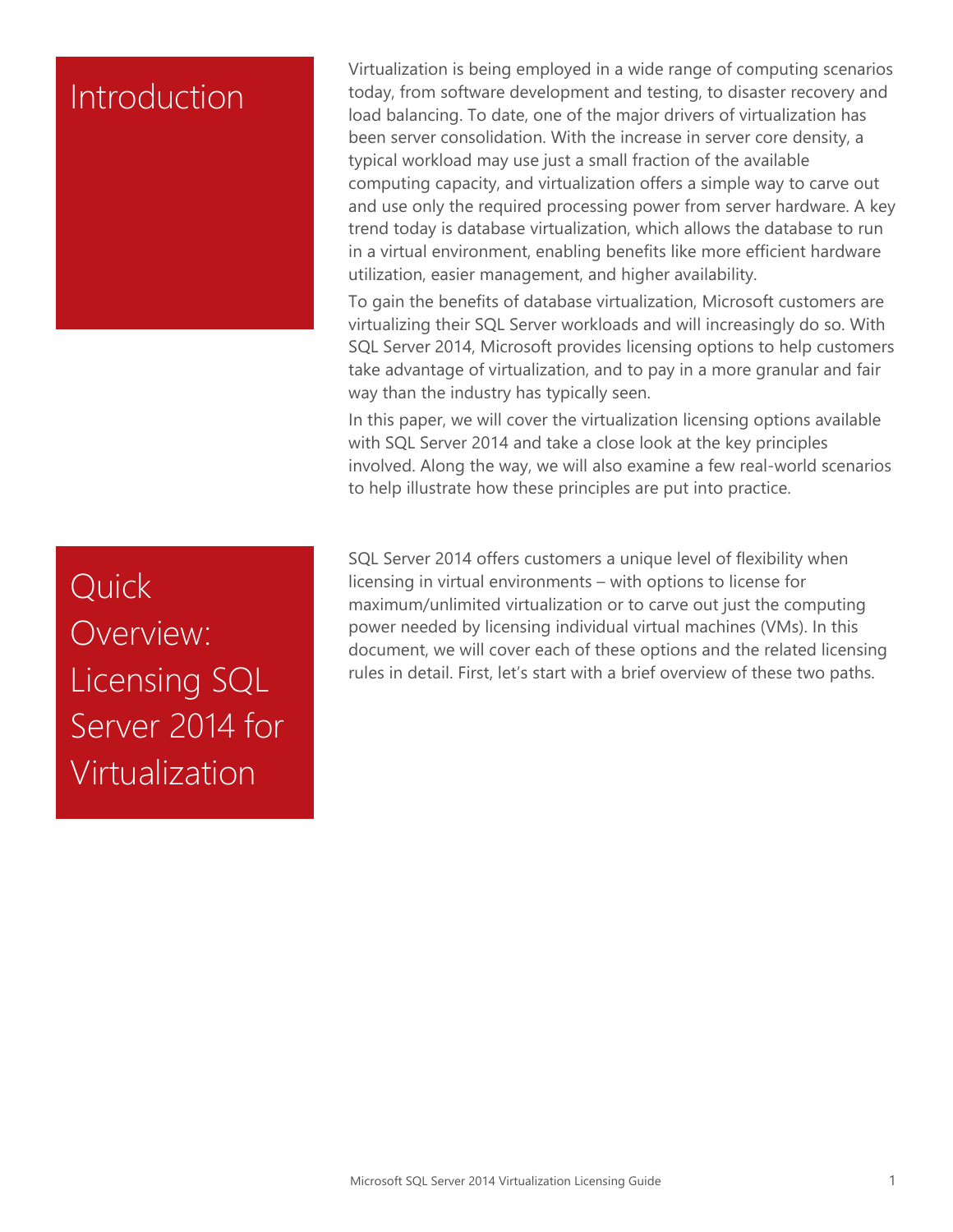## Introduction

Virtualization is being employed in a wide range of computing scenarios today, from software development and testing, to disaster recovery and load balancing. To date, one of the major drivers of virtualization has been server consolidation. With the increase in server core density, a typical workload may use just a small fraction of the available computing capacity, and virtualization offers a simple way to carve out and use only the required processing power from server hardware. A key trend today is database virtualization, which allows the database to run in a virtual environment, enabling benefits like more efficient hardware utilization, easier management, and higher availability.

To gain the benefits of database virtualization, Microsoft customers are virtualizing their SQL Server workloads and will increasingly do so. With SQL Server 2014, Microsoft provides licensing options to help customers take advantage of virtualization, and to pay in a more granular and fair way than the industry has typically seen.

In this paper, we will cover the virtualization licensing options available with SQL Server 2014 and take a close look at the key principles involved. Along the way, we will also examine a few real-world scenarios to help illustrate how these principles are put into practice.

## Quick Overview: Licensing SQL Server 2014 for Virtualization

SQL Server 2014 offers customers a unique level of flexibility when licensing in virtual environments – with options to license for maximum/unlimited virtualization or to carve out just the computing power needed by licensing individual virtual machines (VMs). In this document, we will cover each of these options and the related licensing rules in detail. First, let's start with a brief overview of these two paths.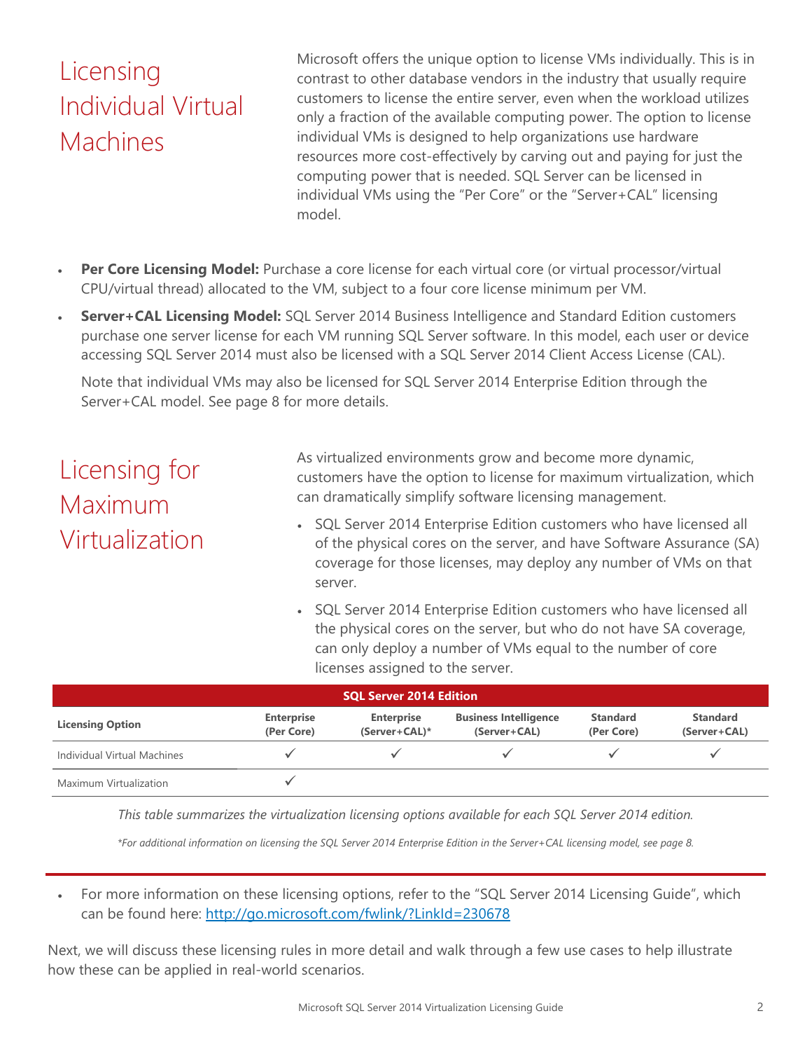## Licensing Individual Virtual Machines

Microsoft offers the unique option to license VMs individually. This is in contrast to other database vendors in the industry that usually require customers to license the entire server, even when the workload utilizes only a fraction of the available computing power. The option to license individual VMs is designed to help organizations use hardware resources more cost-effectively by carving out and paying for just the computing power that is needed. SQL Server can be licensed in individual VMs using the "Per Core" or the "Server+CAL" licensing model.

- **Per Core Licensing Model:** Purchase a core license for each virtual core (or virtual processor/virtual CPU/virtual thread) allocated to the VM, subject to a four core license minimum per VM.
- **Server+CAL Licensing Model:** SQL Server 2014 Business Intelligence and Standard Edition customers purchase one server license for each VM running SQL Server software. In this model, each user or device accessing SQL Server 2014 must also be licensed with a SQL Server 2014 Client Access License (CAL).

  Note that individual VMs may also be licensed for SQL Server 2014 Enterprise Edition through the Server+CAL model. See page 8 for more details.

## Licensing for Maximum Virtualization

As virtualized environments grow and become more dynamic, customers have the option to license for maximum virtualization, which can dramatically simplify software licensing management.

- SQL Server 2014 Enterprise Edition customers who have licensed all of the physical cores on the server, and have Software Assurance (SA) coverage for those licenses, may deploy any number of VMs on that server.
- SQL Server 2014 Enterprise Edition customers who have licensed all the physical cores on the server, but who do not have SA coverage, can only deploy a number of VMs equal to the number of core licenses assigned to the server.

| | SQL Server 2014 Edition | | | | |
|---|---|---|---|---|---|
| **Licensing Option** | **Enterprise (Per Core)** | **Enterprise (Server+CAL)*** | **Business Intelligence (Server+CAL)** | **Standard (Per Core)** | **Standard (Server+CAL)** |
| Individual Virtual Machines | ✓ | ✓ | ✓ | ✓ | ✓ |
| Maximum Virtualization | ✓ | | | | |

*This table summarizes the virtualization licensing options available for each SQL Server 2014 edition.*

**For additional information on licensing the SQL Server 2014 Enterprise Edition in the Server+CAL licensing model, see page 8.*

- For more information on these licensing options, refer to the "SQL Server 2014 Licensing Guide", which can be found here: http://go.microsoft.com/fwlink/?LinkId=230678

Next, we will discuss these licensing rules in more detail and walk through a few use cases to help illustrate how these can be applied in real-world scenarios.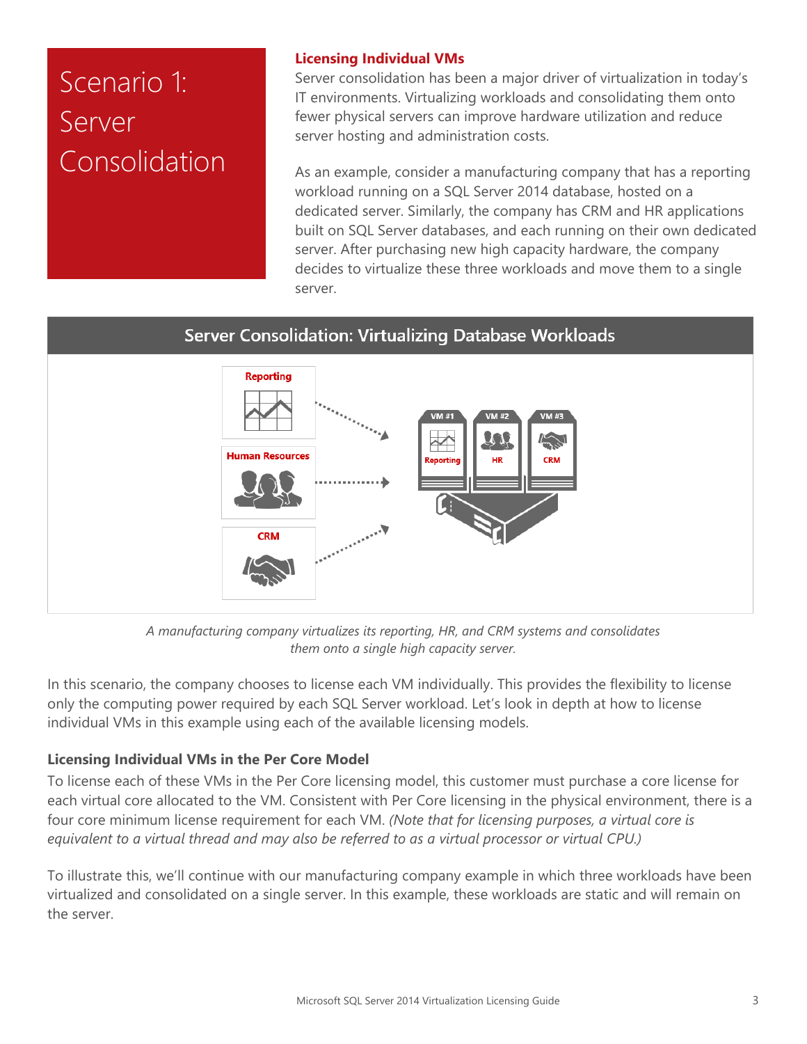# Scenario 1: Server Consolidation

### Licensing Individual VMs

Server consolidation has been a major driver of virtualization in today's IT environments. Virtualizing workloads and consolidating them onto fewer physical servers can improve hardware utilization and reduce server hosting and administration costs.

As an example, consider a manufacturing company that has a reporting workload running on a SQL Server 2014 database, hosted on a dedicated server. Similarly, the company has CRM and HR applications built on SQL Server databases, and each running on their own dedicated server. After purchasing new high capacity hardware, the company decides to virtualize these three workloads and move them to a single server.

**Server Consolidation: Virtualizing Database Workloads**

Reporting

Human Resources

CRM

VM #1 Reporting

VM #2 HR

VM #3 CRM

*A manufacturing company virtualizes its reporting, HR, and CRM systems and consolidates them onto a single high capacity server.*

In this scenario, the company chooses to license each VM individually. This provides the flexibility to license only the computing power required by each SQL Server workload. Let's look in depth at how to license individual VMs in this example using each of the available licensing models.

### Licensing Individual VMs in the Per Core Model

To license each of these VMs in the Per Core licensing model, this customer must purchase a core license for each virtual core allocated to the VM. Consistent with Per Core licensing in the physical environment, there is a four core minimum license requirement for each VM. *(Note that for licensing purposes, a virtual core is equivalent to a virtual thread and may also be referred to as a virtual processor or virtual CPU.)*

To illustrate this, we'll continue with our manufacturing company example in which three workloads have been virtualized and consolidated on a single server. In this example, these workloads are static and will remain on the server.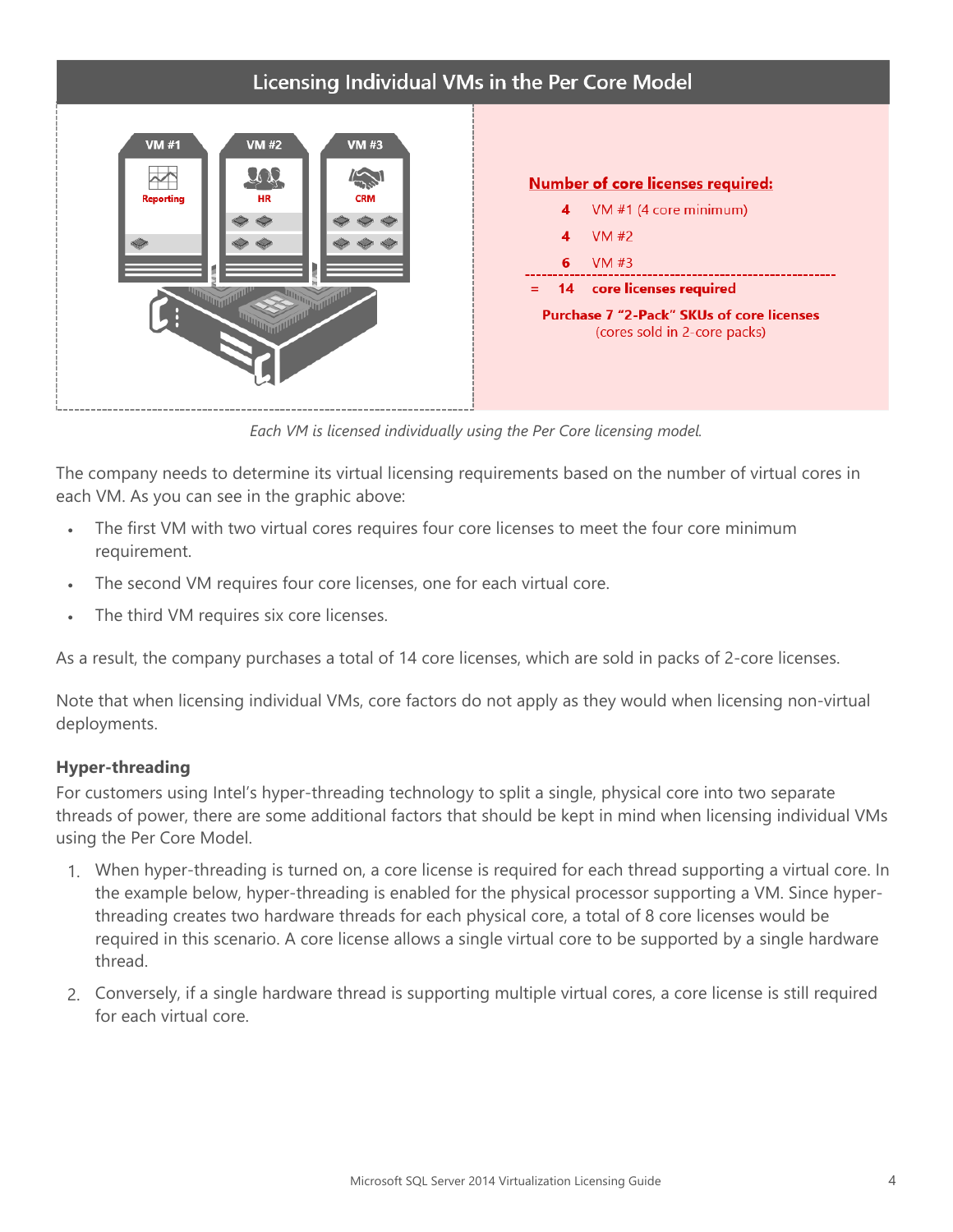## Licensing Individual VMs in the Per Core Model

VM #1 Reporting | VM #2 HR | VM #3 CRM

**Number of core licenses required:**

**4** VM #1 (4 core minimum)

**4** VM #2

**6** VM #3

= **14** **core licenses required**

**Purchase 7 "2-Pack" SKUs of core licenses** (cores sold in 2-core packs)

*Each VM is licensed individually using the Per Core licensing model.*

The company needs to determine its virtual licensing requirements based on the number of virtual cores in each VM. As you can see in the graphic above:

- The first VM with two virtual cores requires four core licenses to meet the four core minimum requirement.
- The second VM requires four core licenses, one for each virtual core.
- The third VM requires six core licenses.

As a result, the company purchases a total of 14 core licenses, which are sold in packs of 2-core licenses.

Note that when licensing individual VMs, core factors do not apply as they would when licensing non-virtual deployments.

**Hyper-threading**

For customers using Intel's hyper-threading technology to split a single, physical core into two separate threads of power, there are some additional factors that should be kept in mind when licensing individual VMs using the Per Core Model.

1. When hyper-threading is turned on, a core license is required for each thread supporting a virtual core. In the example below, hyper-threading is enabled for the physical processor supporting a VM. Since hyper-threading creates two hardware threads for each physical core, a total of 8 core licenses would be required in this scenario. A core license allows a single virtual core to be supported by a single hardware thread.
2. Conversely, if a single hardware thread is supporting multiple virtual cores, a core license is still required for each virtual core.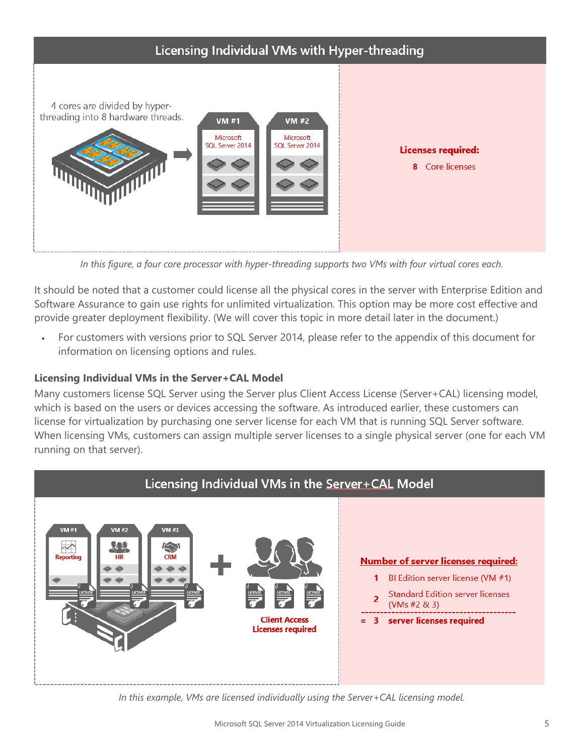## Licensing Individual VMs with Hyper-threading

4 cores are divided by hyper-threading into 8 hardware threads.

VM #1 — Microsoft SQL Server 2014

VM #2 — Microsoft SQL Server 2014

**Licenses required:**

8 Core licenses

*In this figure, a four core processor with hyper-threading supports two VMs with four virtual cores each.*

It should be noted that a customer could license all the physical cores in the server with Enterprise Edition and Software Assurance to gain use rights for unlimited virtualization. This option may be more cost effective and provide greater deployment flexibility. (We will cover this topic in more detail later in the document.)

- For customers with versions prior to SQL Server 2014, please refer to the appendix of this document for information on licensing options and rules.

### Licensing Individual VMs in the Server+CAL Model

Many customers license SQL Server using the Server plus Client Access License (Server+CAL) licensing model, which is based on the users or devices accessing the software. As introduced earlier, these customers can license for virtualization by purchasing one server license for each VM that is running SQL Server software. When licensing VMs, customers can assign multiple server licenses to a single physical server (one for each VM running on that server).

## Licensing Individual VMs in the Server+CAL Model

VM #1 Reporting — VM #2 HR — VM #3 CRM + Client Access Licenses required

**Number of server licenses required:**

1 BI Edition server license (VM #1)

2 Standard Edition server licenses (VMs #2 & 3)

= **3 server licenses required**

*In this example, VMs are licensed individually using the Server+CAL licensing model.*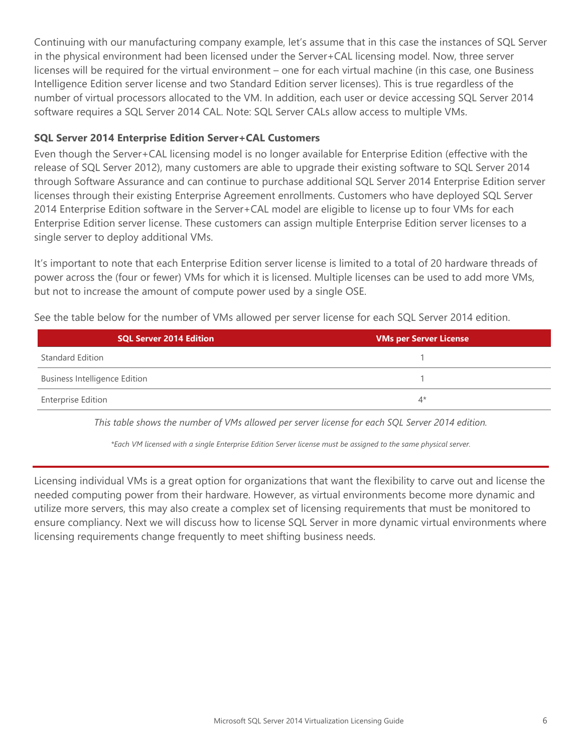Continuing with our manufacturing company example, let's assume that in this case the instances of SQL Server in the physical environment had been licensed under the Server+CAL licensing model. Now, three server licenses will be required for the virtual environment – one for each virtual machine (in this case, one Business Intelligence Edition server license and two Standard Edition server licenses). This is true regardless of the number of virtual processors allocated to the VM. In addition, each user or device accessing SQL Server 2014 software requires a SQL Server 2014 CAL. Note: SQL Server CALs allow access to multiple VMs.

### SQL Server 2014 Enterprise Edition Server+CAL Customers

Even though the Server+CAL licensing model is no longer available for Enterprise Edition (effective with the release of SQL Server 2012), many customers are able to upgrade their existing software to SQL Server 2014 through Software Assurance and can continue to purchase additional SQL Server 2014 Enterprise Edition server licenses through their existing Enterprise Agreement enrollments. Customers who have deployed SQL Server 2014 Enterprise Edition software in the Server+CAL model are eligible to license up to four VMs for each Enterprise Edition server license. These customers can assign multiple Enterprise Edition server licenses to a single server to deploy additional VMs.

It's important to note that each Enterprise Edition server license is limited to a total of 20 hardware threads of power across the (four or fewer) VMs for which it is licensed. Multiple licenses can be used to add more VMs, but not to increase the amount of compute power used by a single OSE.

See the table below for the number of VMs allowed per server license for each SQL Server 2014 edition.

| SQL Server 2014 Edition | VMs per Server License |
|---|---|
| Standard Edition | 1 |
| Business Intelligence Edition | 1 |
| Enterprise Edition | 4* |

*This table shows the number of VMs allowed per server license for each SQL Server 2014 edition.*

*\*Each VM licensed with a single Enterprise Edition Server license must be assigned to the same physical server.*

Licensing individual VMs is a great option for organizations that want the flexibility to carve out and license the needed computing power from their hardware. However, as virtual environments become more dynamic and utilize more servers, this may also create a complex set of licensing requirements that must be monitored to ensure compliancy. Next we will discuss how to license SQL Server in more dynamic virtual environments where licensing requirements change frequently to meet shifting business needs.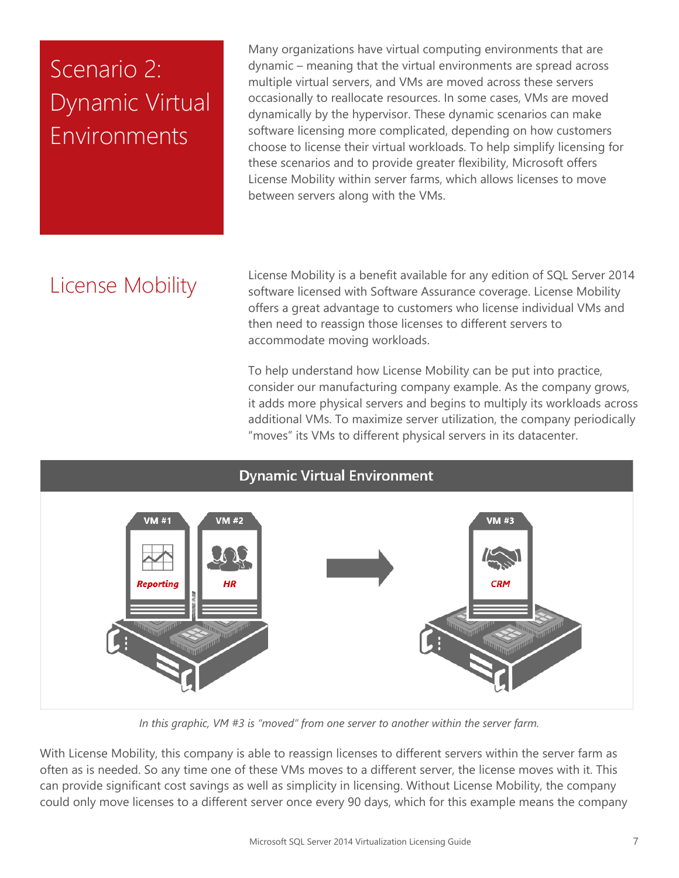## Scenario 2: Dynamic Virtual Environments

Many organizations have virtual computing environments that are dynamic – meaning that the virtual environments are spread across multiple virtual servers, and VMs are moved across these servers occasionally to reallocate resources. In some cases, VMs are moved dynamically by the hypervisor. These dynamic scenarios can make software licensing more complicated, depending on how customers choose to license their virtual workloads. To help simplify licensing for these scenarios and to provide greater flexibility, Microsoft offers License Mobility within server farms, which allows licenses to move between servers along with the VMs.

## License Mobility

License Mobility is a benefit available for any edition of SQL Server 2014 software licensed with Software Assurance coverage. License Mobility offers a great advantage to customers who license individual VMs and then need to reassign those licenses to different servers to accommodate moving workloads.

To help understand how License Mobility can be put into practice, consider our manufacturing company example. As the company grows, it adds more physical servers and begins to multiply its workloads across additional VMs. To maximize server utilization, the company periodically "moves" its VMs to different physical servers in its datacenter.

**Dynamic Virtual Environment**

VM #1 Reporting | VM #2 HR → VM #3 CRM

*In this graphic, VM #3 is "moved" from one server to another within the server farm.*

With License Mobility, this company is able to reassign licenses to different servers within the server farm as often as is needed. So any time one of these VMs moves to a different server, the license moves with it. This can provide significant cost savings as well as simplicity in licensing. Without License Mobility, the company could only move licenses to a different server once every 90 days, which for this example means the company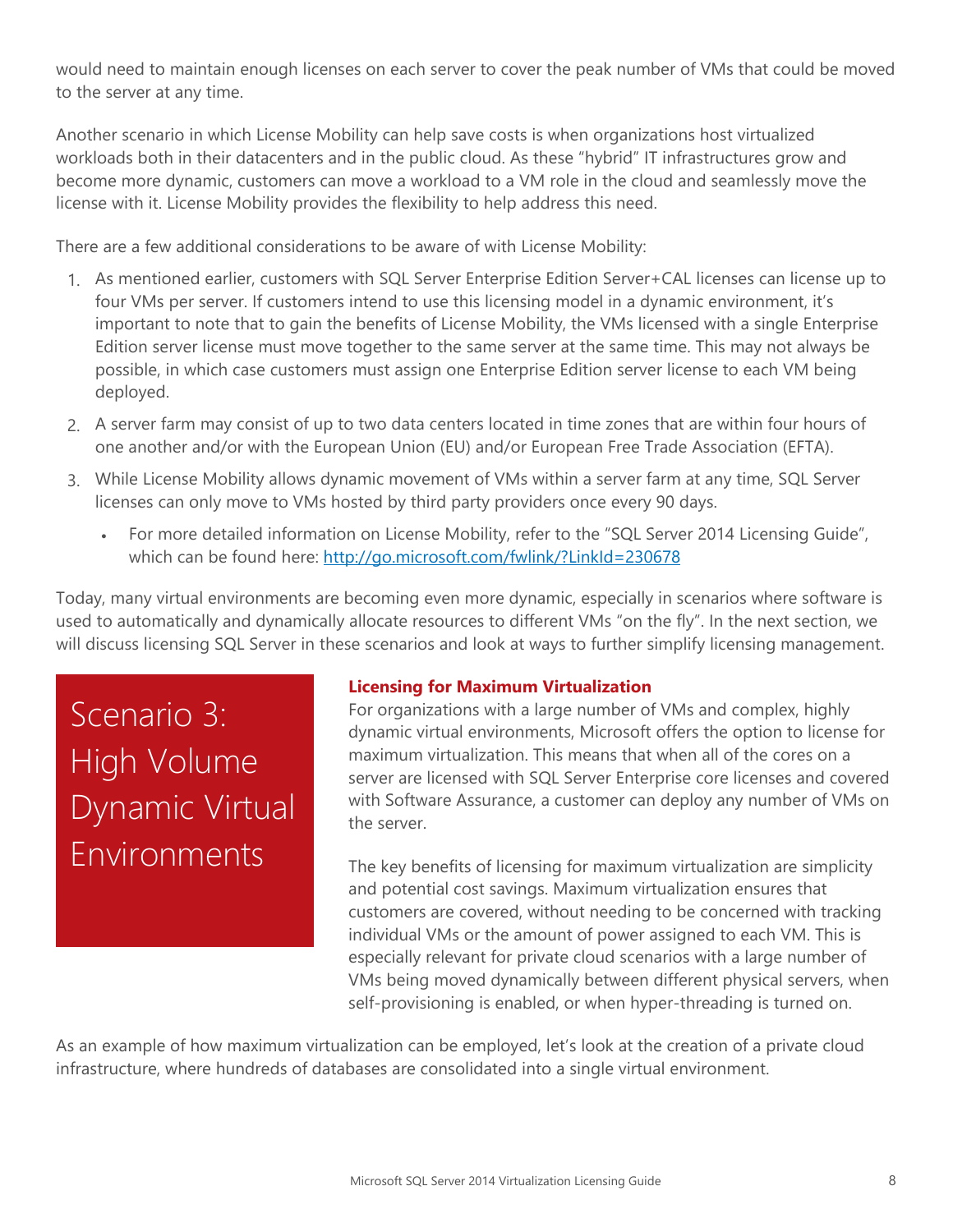would need to maintain enough licenses on each server to cover the peak number of VMs that could be moved to the server at any time.

Another scenario in which License Mobility can help save costs is when organizations host virtualized workloads both in their datacenters and in the public cloud. As these "hybrid" IT infrastructures grow and become more dynamic, customers can move a workload to a VM role in the cloud and seamlessly move the license with it. License Mobility provides the flexibility to help address this need.

There are a few additional considerations to be aware of with License Mobility:

1. As mentioned earlier, customers with SQL Server Enterprise Edition Server+CAL licenses can license up to four VMs per server. If customers intend to use this licensing model in a dynamic environment, it's important to note that to gain the benefits of License Mobility, the VMs licensed with a single Enterprise Edition server license must move together to the same server at the same time. This may not always be possible, in which case customers must assign one Enterprise Edition server license to each VM being deployed.
2. A server farm may consist of up to two data centers located in time zones that are within four hours of one another and/or with the European Union (EU) and/or European Free Trade Association (EFTA).
3. While License Mobility allows dynamic movement of VMs within a server farm at any time, SQL Server licenses can only move to VMs hosted by third party providers once every 90 days.
   - For more detailed information on License Mobility, refer to the "SQL Server 2014 Licensing Guide", which can be found here: [http://go.microsoft.com/fwlink/?LinkId=230678](http://go.microsoft.com/fwlink/?LinkId=230678)

Today, many virtual environments are becoming even more dynamic, especially in scenarios where software is used to automatically and dynamically allocate resources to different VMs "on the fly". In the next section, we will discuss licensing SQL Server in these scenarios and look at ways to further simplify licensing management.

## Scenario 3: High Volume Dynamic Virtual Environments

### Licensing for Maximum Virtualization

For organizations with a large number of VMs and complex, highly dynamic virtual environments, Microsoft offers the option to license for maximum virtualization. This means that when all of the cores on a server are licensed with SQL Server Enterprise core licenses and covered with Software Assurance, a customer can deploy any number of VMs on the server.

The key benefits of licensing for maximum virtualization are simplicity and potential cost savings. Maximum virtualization ensures that customers are covered, without needing to be concerned with tracking individual VMs or the amount of power assigned to each VM. This is especially relevant for private cloud scenarios with a large number of VMs being moved dynamically between different physical servers, when self-provisioning is enabled, or when hyper-threading is turned on.

As an example of how maximum virtualization can be employed, let's look at the creation of a private cloud infrastructure, where hundreds of databases are consolidated into a single virtual environment.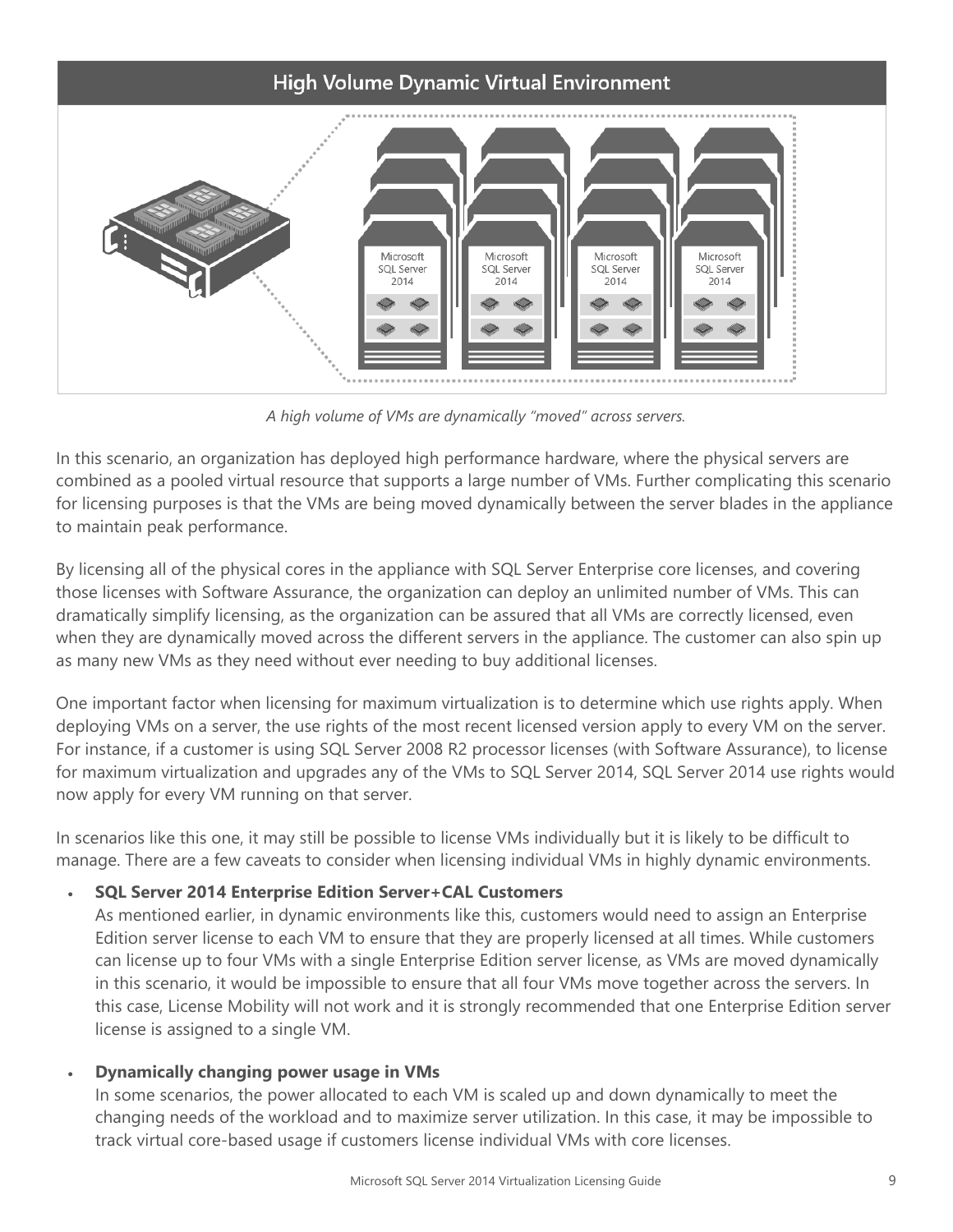## High Volume Dynamic Virtual Environment

*A high volume of VMs are dynamically "moved" across servers.*

In this scenario, an organization has deployed high performance hardware, where the physical servers are combined as a pooled virtual resource that supports a large number of VMs. Further complicating this scenario for licensing purposes is that the VMs are being moved dynamically between the server blades in the appliance to maintain peak performance.

By licensing all of the physical cores in the appliance with SQL Server Enterprise core licenses, and covering those licenses with Software Assurance, the organization can deploy an unlimited number of VMs. This can dramatically simplify licensing, as the organization can be assured that all VMs are correctly licensed, even when they are dynamically moved across the different servers in the appliance. The customer can also spin up as many new VMs as they need without ever needing to buy additional licenses.

One important factor when licensing for maximum virtualization is to determine which use rights apply. When deploying VMs on a server, the use rights of the most recent licensed version apply to every VM on the server. For instance, if a customer is using SQL Server 2008 R2 processor licenses (with Software Assurance), to license for maximum virtualization and upgrades any of the VMs to SQL Server 2014, SQL Server 2014 use rights would now apply for every VM running on that server.

In scenarios like this one, it may still be possible to license VMs individually but it is likely to be difficult to manage. There are a few caveats to consider when licensing individual VMs in highly dynamic environments.

- **SQL Server 2014 Enterprise Edition Server+CAL Customers**
  As mentioned earlier, in dynamic environments like this, customers would need to assign an Enterprise Edition server license to each VM to ensure that they are properly licensed at all times. While customers can license up to four VMs with a single Enterprise Edition server license, as VMs are moved dynamically in this scenario, it would be impossible to ensure that all four VMs move together across the servers. In this case, License Mobility will not work and it is strongly recommended that one Enterprise Edition server license is assigned to a single VM.

- **Dynamically changing power usage in VMs**
  In some scenarios, the power allocated to each VM is scaled up and down dynamically to meet the changing needs of the workload and to maximize server utilization. In this case, it may be impossible to track virtual core-based usage if customers license individual VMs with core licenses.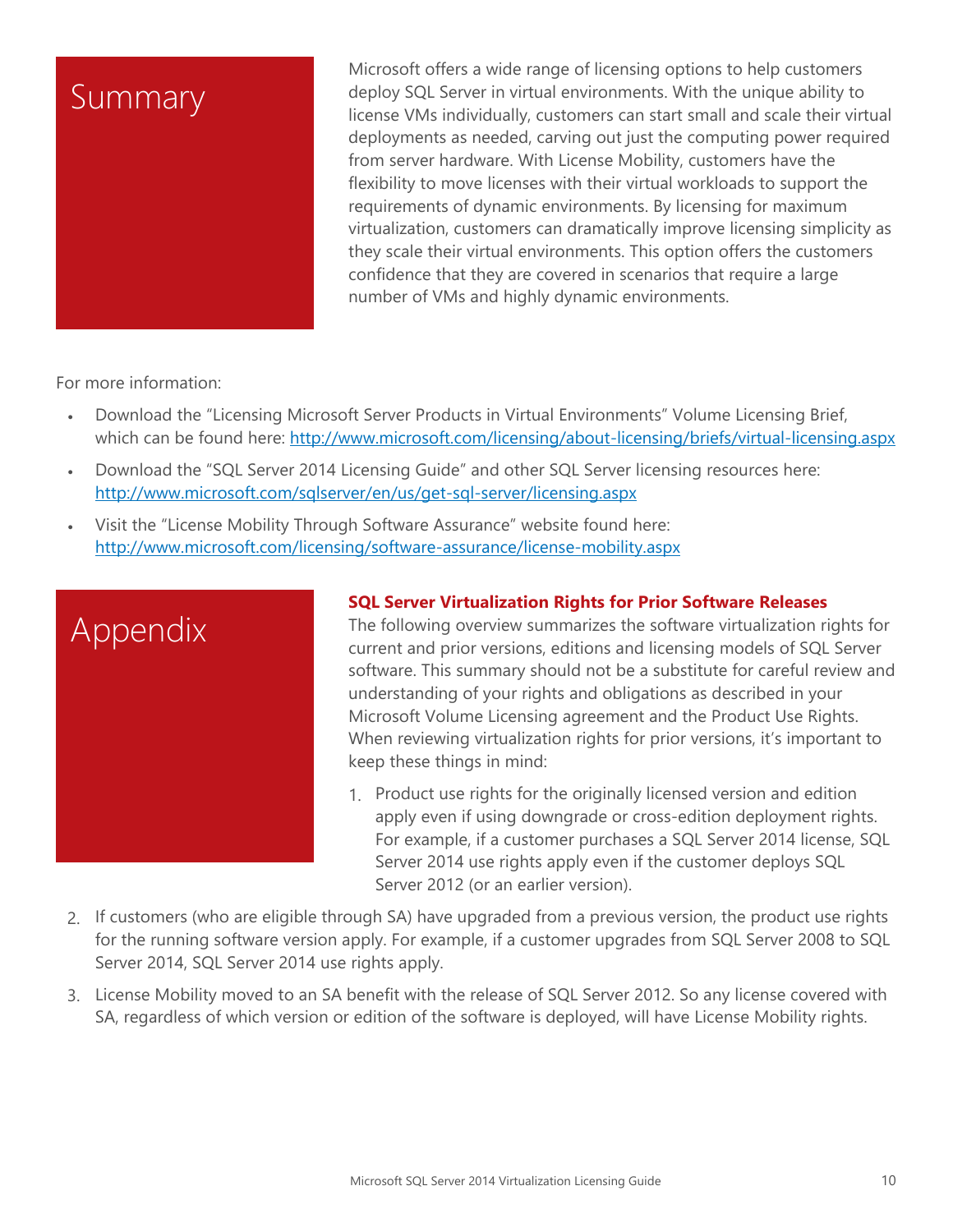# Summary

Microsoft offers a wide range of licensing options to help customers deploy SQL Server in virtual environments. With the unique ability to license VMs individually, customers can start small and scale their virtual deployments as needed, carving out just the computing power required from server hardware. With License Mobility, customers have the flexibility to move licenses with their virtual workloads to support the requirements of dynamic environments. By licensing for maximum virtualization, customers can dramatically improve licensing simplicity as they scale their virtual environments. This option offers the customers confidence that they are covered in scenarios that require a large number of VMs and highly dynamic environments.

For more information:

- Download the "Licensing Microsoft Server Products in Virtual Environments" Volume Licensing Brief, which can be found here: [http://www.microsoft.com/licensing/about-licensing/briefs/virtual-licensing.aspx](http://www.microsoft.com/licensing/about-licensing/briefs/virtual-licensing.aspx)
- Download the "SQL Server 2014 Licensing Guide" and other SQL Server licensing resources here: [http://www.microsoft.com/sqlserver/en/us/get-sql-server/licensing.aspx](http://www.microsoft.com/sqlserver/en/us/get-sql-server/licensing.aspx)
- Visit the "License Mobility Through Software Assurance" website found here: [http://www.microsoft.com/licensing/software-assurance/license-mobility.aspx](http://www.microsoft.com/licensing/software-assurance/license-mobility.aspx)

# Appendix

**SQL Server Virtualization Rights for Prior Software Releases**

The following overview summarizes the software virtualization rights for current and prior versions, editions and licensing models of SQL Server software. This summary should not be a substitute for careful review and understanding of your rights and obligations as described in your Microsoft Volume Licensing agreement and the Product Use Rights. When reviewing virtualization rights for prior versions, it's important to keep these things in mind:

1. Product use rights for the originally licensed version and edition apply even if using downgrade or cross-edition deployment rights. For example, if a customer purchases a SQL Server 2014 license, SQL Server 2014 use rights apply even if the customer deploys SQL Server 2012 (or an earlier version).
2. If customers (who are eligible through SA) have upgraded from a previous version, the product use rights for the running software version apply. For example, if a customer upgrades from SQL Server 2008 to SQL Server 2014, SQL Server 2014 use rights apply.
3. License Mobility moved to an SA benefit with the release of SQL Server 2012. So any license covered with SA, regardless of which version or edition of the software is deployed, will have License Mobility rights.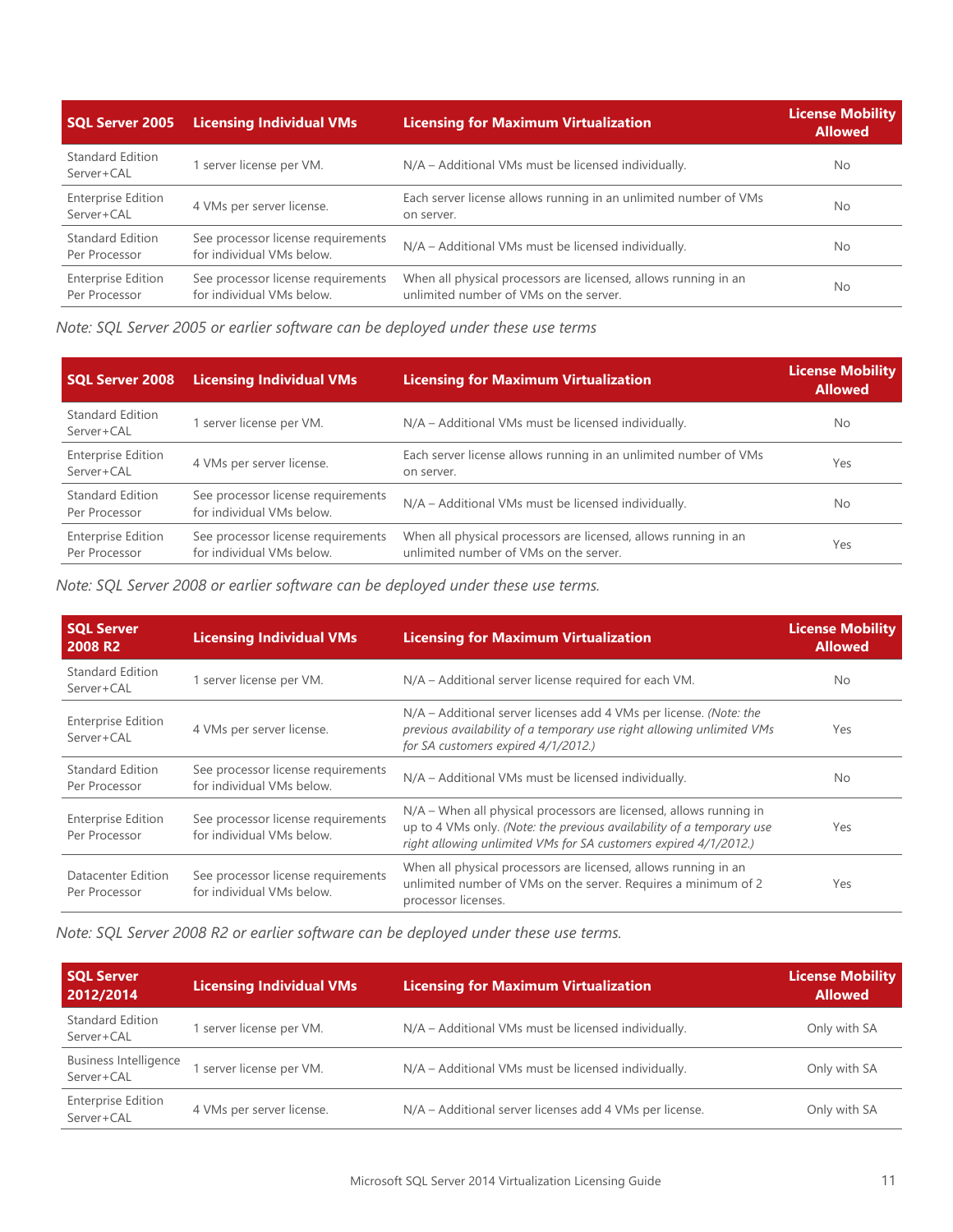| SQL Server 2005 | Licensing Individual VMs | Licensing for Maximum Virtualization | License Mobility Allowed |
| --- | --- | --- | --- |
| Standard Edition Server+CAL | 1 server license per VM. | N/A – Additional VMs must be licensed individually. | No |
| Enterprise Edition Server+CAL | 4 VMs per server license. | Each server license allows running in an unlimited number of VMs on server. | No |
| Standard Edition Per Processor | See processor license requirements for individual VMs below. | N/A – Additional VMs must be licensed individually. | No |
| Enterprise Edition Per Processor | See processor license requirements for individual VMs below. | When all physical processors are licensed, allows running in an unlimited number of VMs on the server. | No |

*Note: SQL Server 2005 or earlier software can be deployed under these use terms*

| SQL Server 2008 | Licensing Individual VMs | Licensing for Maximum Virtualization | License Mobility Allowed |
| --- | --- | --- | --- |
| Standard Edition Server+CAL | 1 server license per VM. | N/A – Additional VMs must be licensed individually. | No |
| Enterprise Edition Server+CAL | 4 VMs per server license. | Each server license allows running in an unlimited number of VMs on server. | Yes |
| Standard Edition Per Processor | See processor license requirements for individual VMs below. | N/A – Additional VMs must be licensed individually. | No |
| Enterprise Edition Per Processor | See processor license requirements for individual VMs below. | When all physical processors are licensed, allows running in an unlimited number of VMs on the server. | Yes |

*Note: SQL Server 2008 or earlier software can be deployed under these use terms.*

| SQL Server 2008 R2 | Licensing Individual VMs | Licensing for Maximum Virtualization | License Mobility Allowed |
| --- | --- | --- | --- |
| Standard Edition Server+CAL | 1 server license per VM. | N/A – Additional server license required for each VM. | No |
| Enterprise Edition Server+CAL | 4 VMs per server license. | N/A – Additional server licenses add 4 VMs per license. *(Note: the previous availability of a temporary use right allowing unlimited VMs for SA customers expired 4/1/2012.)* | Yes |
| Standard Edition Per Processor | See processor license requirements for individual VMs below. | N/A – Additional VMs must be licensed individually. | No |
| Enterprise Edition Per Processor | See processor license requirements for individual VMs below. | N/A – When all physical processors are licensed, allows running in up to 4 VMs only. *(Note: the previous availability of a temporary use right allowing unlimited VMs for SA customers expired 4/1/2012.)* | Yes |
| Datacenter Edition Per Processor | See processor license requirements for individual VMs below. | When all physical processors are licensed, allows running in an unlimited number of VMs on the server. Requires a minimum of 2 processor licenses. | Yes |

*Note: SQL Server 2008 R2 or earlier software can be deployed under these use terms.*

| SQL Server 2012/2014 | Licensing Individual VMs | Licensing for Maximum Virtualization | License Mobility Allowed |
| --- | --- | --- | --- |
| Standard Edition Server+CAL | 1 server license per VM. | N/A – Additional VMs must be licensed individually. | Only with SA |
| Business Intelligence Server+CAL | 1 server license per VM. | N/A – Additional VMs must be licensed individually. | Only with SA |
| Enterprise Edition Server+CAL | 4 VMs per server license. | N/A – Additional server licenses add 4 VMs per license. | Only with SA |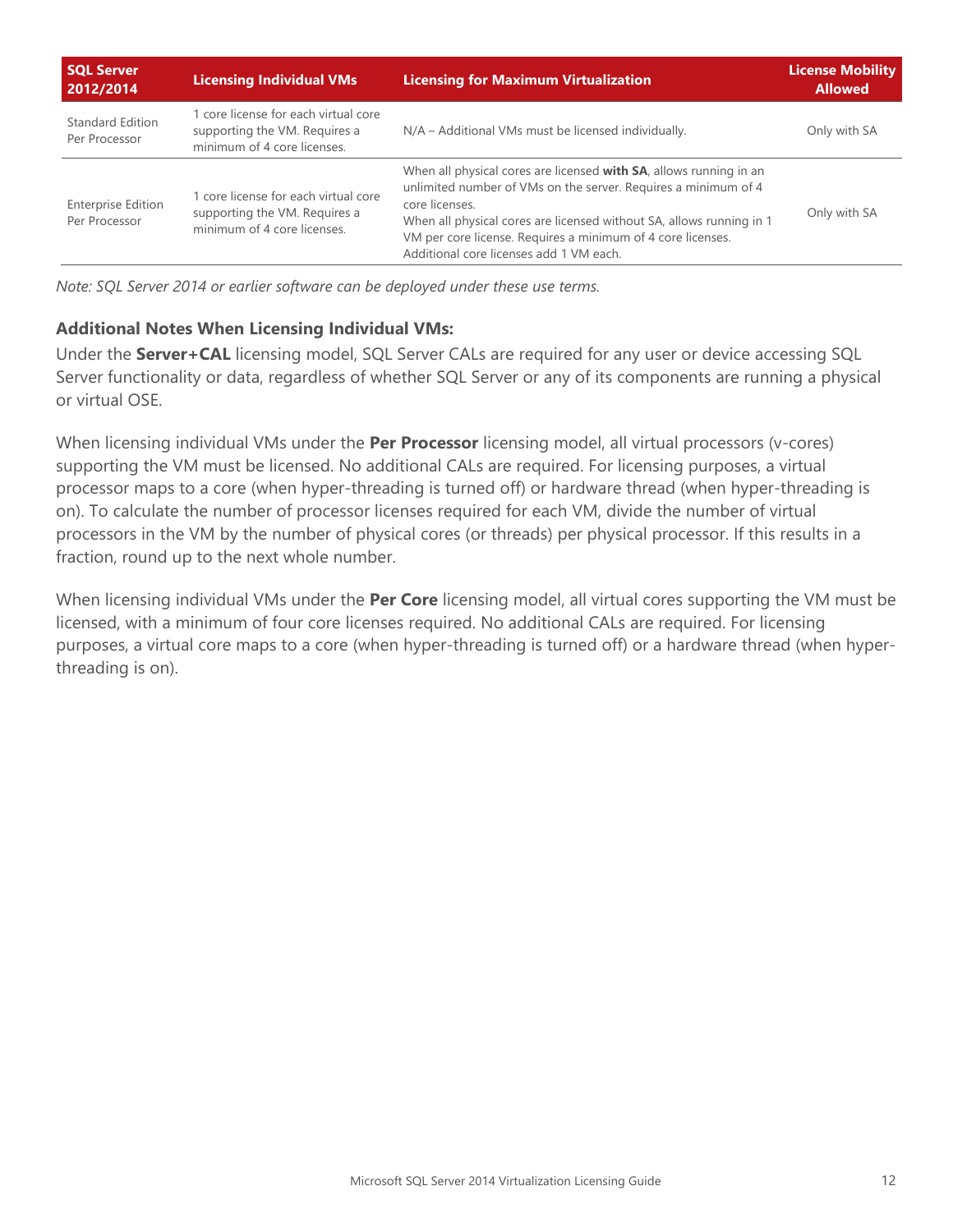| SQL Server 2012/2014 | Licensing Individual VMs | Licensing for Maximum Virtualization | License Mobility Allowed |
|---|---|---|---|
| Standard Edition Per Processor | 1 core license for each virtual core supporting the VM. Requires a minimum of 4 core licenses. | N/A – Additional VMs must be licensed individually. | Only with SA |
| Enterprise Edition Per Processor | 1 core license for each virtual core supporting the VM. Requires a minimum of 4 core licenses. | When all physical cores are licensed **with SA**, allows running in an unlimited number of VMs on the server. Requires a minimum of 4 core licenses.<br>When all physical cores are licensed without SA, allows running in 1 VM per core license. Requires a minimum of 4 core licenses. Additional core licenses add 1 VM each. | Only with SA |

*Note: SQL Server 2014 or earlier software can be deployed under these use terms.*

**Additional Notes When Licensing Individual VMs:**

Under the **Server+CAL** licensing model, SQL Server CALs are required for any user or device accessing SQL Server functionality or data, regardless of whether SQL Server or any of its components are running a physical or virtual OSE.

When licensing individual VMs under the **Per Processor** licensing model, all virtual processors (v-cores) supporting the VM must be licensed. No additional CALs are required. For licensing purposes, a virtual processor maps to a core (when hyper-threading is turned off) or hardware thread (when hyper-threading is on). To calculate the number of processor licenses required for each VM, divide the number of virtual processors in the VM by the number of physical cores (or threads) per physical processor. If this results in a fraction, round up to the next whole number.

When licensing individual VMs under the **Per Core** licensing model, all virtual cores supporting the VM must be licensed, with a minimum of four core licenses required. No additional CALs are required. For licensing purposes, a virtual core maps to a core (when hyper-threading is turned off) or a hardware thread (when hyper-threading is on).